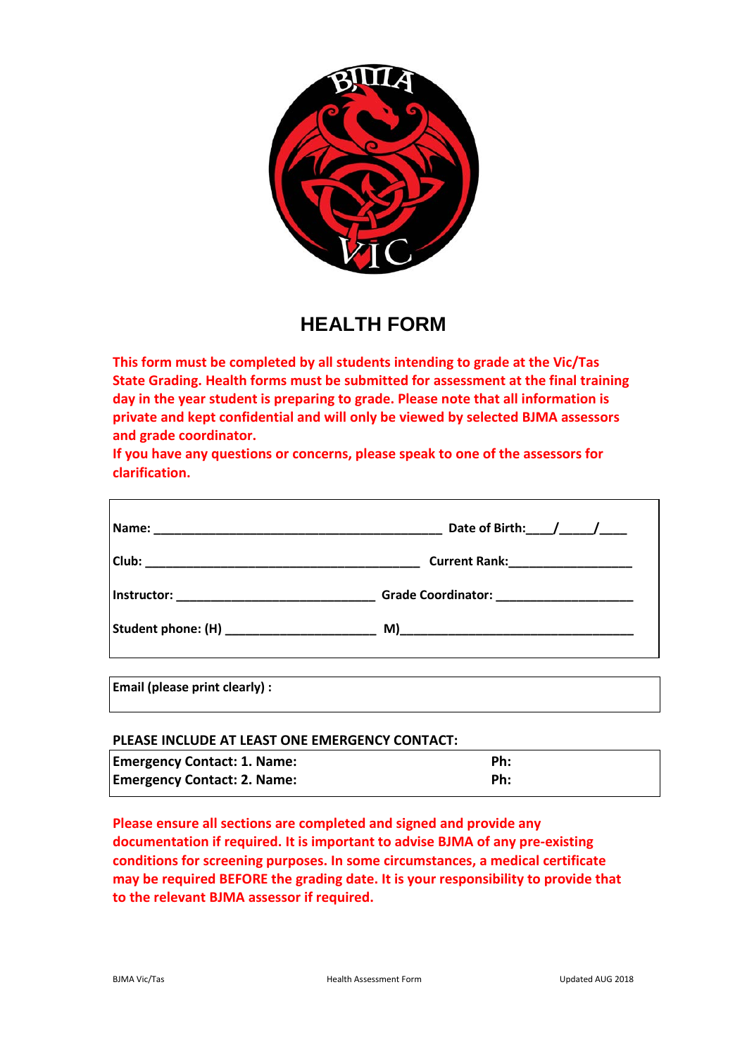# HEALTH FORM

**This form must be completed by all students intending to grade at the Vic/Tas State Grading. Health forms must be submitted for assessment at the final training day in the year student is preparing to grade. Please note that all information is private and kept confidential and will only be viewed by selected BJMA assessors and grade coordinator.**
**If you have any questions or concerns, please speak to one of the assessors for clarification.**

**Name:** ________________________________________ **Date of Birth:**___/____/___

**Club:** ______________________________________ **Current Rank:**________________

**Instructor:** ___________________________ **Grade Coordinator:** __________________

**Student phone: (H)** ____________________ **M)**________________________________

**Email (please print clearly) :**

**PLEASE INCLUDE AT LEAST ONE EMERGENCY CONTACT:**

| | |
|---|---|
| **Emergency Contact: 1. Name:** | **Ph:** |
| **Emergency Contact: 2. Name:** | **Ph:** |

**Please ensure all sections are completed and signed and provide any documentation if required. It is important to advise BJMA of any pre-existing conditions for screening purposes. In some circumstances, a medical certificate may be required BEFORE the grading date. It is your responsibility to provide that to the relevant BJMA assessor if required.**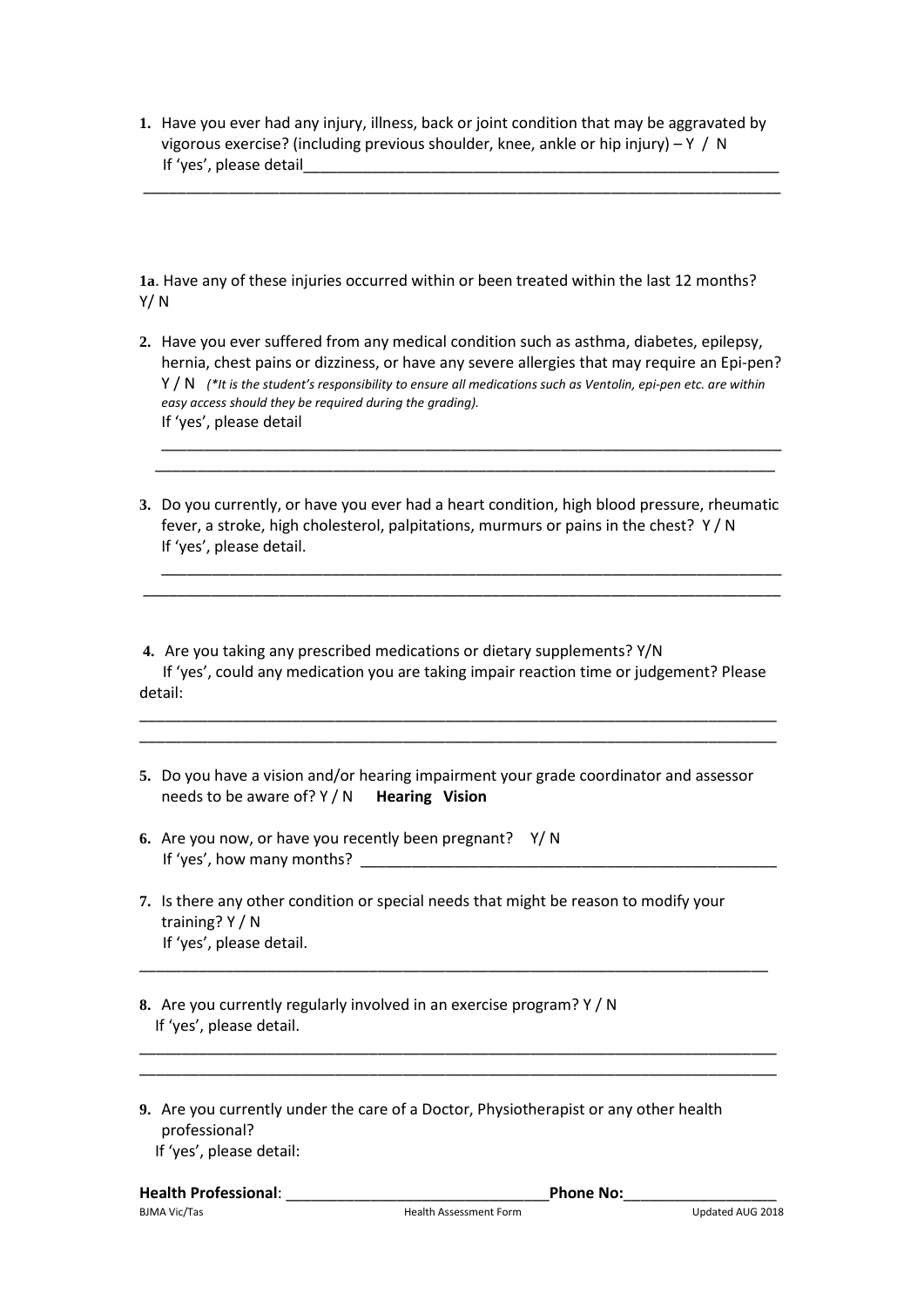1. Have you ever had any injury, illness, back or joint condition that may be aggravated by vigorous exercise? (including previous shoulder, knee, ankle or hip injury) – Y / N
   If 'yes', please detail______________________________________________________________

_____________________________________________________________________________

**1a**. Have any of these injuries occurred within or been treated within the last 12 months? Y/ N

2. Have you ever suffered from any medical condition such as asthma, diabetes, epilepsy, hernia, chest pains or dizziness, or have any severe allergies that may require an Epi-pen? Y / N *(\*It is the student's responsibility to ensure all medications such as Ventolin, epi-pen etc. are within easy access should they be required during the grading).*
   If 'yes', please detail

   _____________________________________________________________________________
   _____________________________________________________________________________

3. Do you currently, or have you ever had a heart condition, high blood pressure, rheumatic fever, a stroke, high cholesterol, palpitations, murmurs or pains in the chest? Y / N
   If 'yes', please detail.

   _____________________________________________________________________________
   _____________________________________________________________________________

4. Are you taking any prescribed medications or dietary supplements? Y/N
   If 'yes', could any medication you are taking impair reaction time or judgement? Please detail:

_____________________________________________________________________________
_____________________________________________________________________________

5. Do you have a vision and/or hearing impairment your grade coordinator and assessor needs to be aware of? Y / N **Hearing Vision**

6. Are you now, or have you recently been pregnant? Y/ N
   If 'yes', how many months? _____________________________________________________

7. Is there any other condition or special needs that might be reason to modify your training? Y / N
   If 'yes', please detail.

_____________________________________________________________________________

8. Are you currently regularly involved in an exercise program? Y / N
   If 'yes', please detail.

_____________________________________________________________________________
_____________________________________________________________________________

9. Are you currently under the care of a Doctor, Physiotherapist or any other health professional?
   If 'yes', please detail:

**Health Professional**: ______________________________**Phone No:**__________________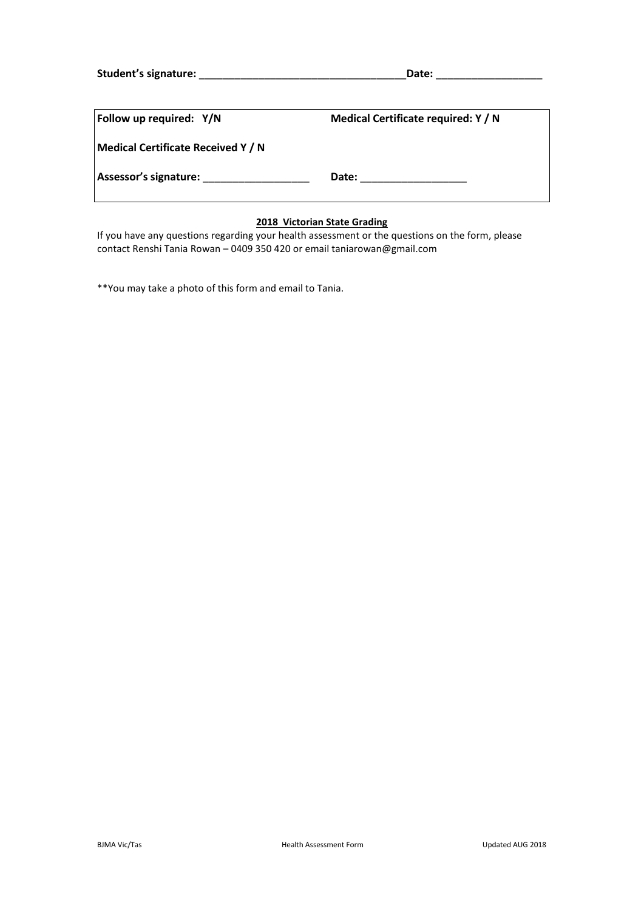**Student's signature:** ___________________________________**Date:** __________________

**Follow up required: Y/N** **Medical Certificate required: Y / N**

**Medical Certificate Received Y / N**

**Assessor's signature:** __________________ **Date:** __________________

**<u>2018 Victorian State Grading</u>**

If you have any questions regarding your health assessment or the questions on the form, please contact Renshi Tania Rowan – 0409 350 420 or email taniarowan@gmail.com

**You may take a photo of this form and email to Tania.